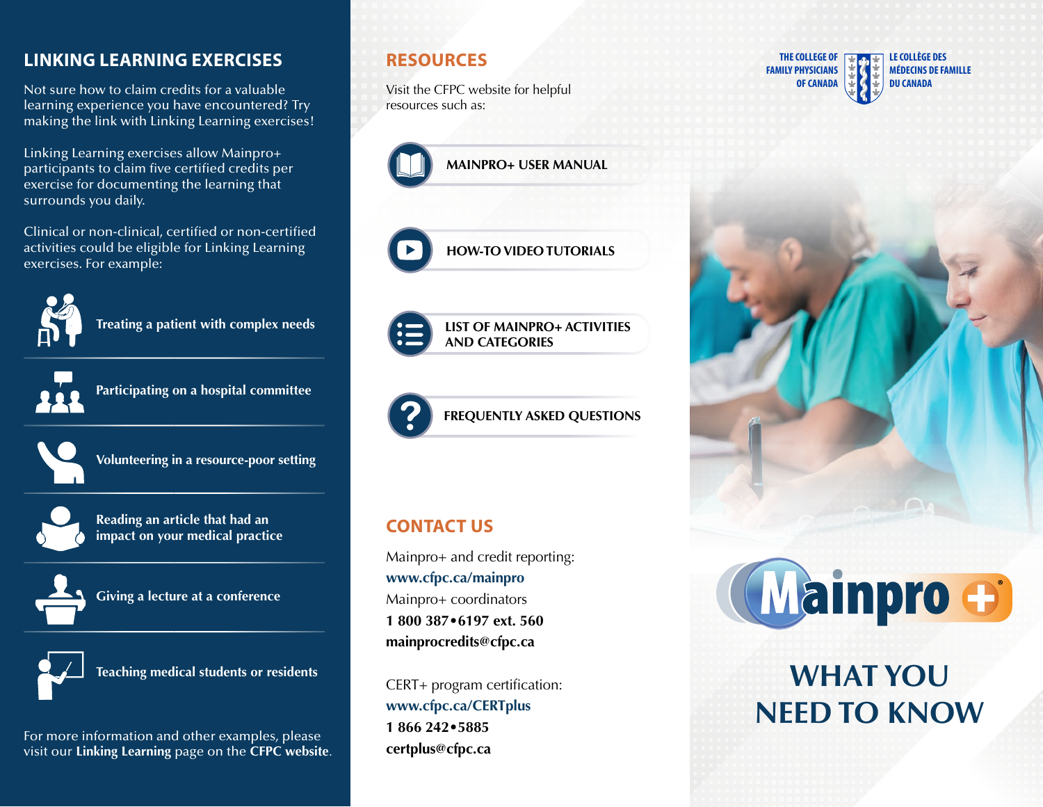## LINKING LEARNING EXERCISES

Not sure how to claim credits for a valuable learning experience you have encountered? Try making the link with Linking Learning exercises!

Linking Learning exercises allow Mainpro+ participants to claim five certified credits per exercise for documenting the learning that surrounds you daily.

Clinical or non-clinical, certified or non-certified activities could be eligible for Linking Learning exercises. For example:

- **Treating a patient with complex needs**
- **Participating on a hospital committee**
- **Volunteering in a resource-poor setting**
- **Reading an article that had an impact on your medical practice**
- **Giving a lecture at a conference**
- **Teaching medical students or residents**

For more information and other examples, please visit our **Linking Learning** page on the **CFPC website**.

## RESOURCES

Visit the CFPC website for helpful resources such as:

- **MAINPRO+ USER MANUAL**
- **HOW-TO VIDEO TUTORIALS**
- **LIST OF MAINPRO+ ACTIVITIES AND CATEGORIES**
- **FREQUENTLY ASKED QUESTIONS**

## CONTACT US

Mainpro+ and credit reporting:
**www.cfpc.ca/mainpro**
Mainpro+ coordinators
**1 800 387•6197 ext. 560**
**mainprocredits@cfpc.ca**

CERT+ program certification:
**www.cfpc.ca/CERTplus**
**1 866 242•5885**
**certplus@cfpc.ca**

THE COLLEGE OF FAMILY PHYSICIANS OF CANADA
LE COLLÈGE DES MÉDECINS DE FAMILLE DU CANADA

Mainpro+®

# WHAT YOU NEED TO KNOW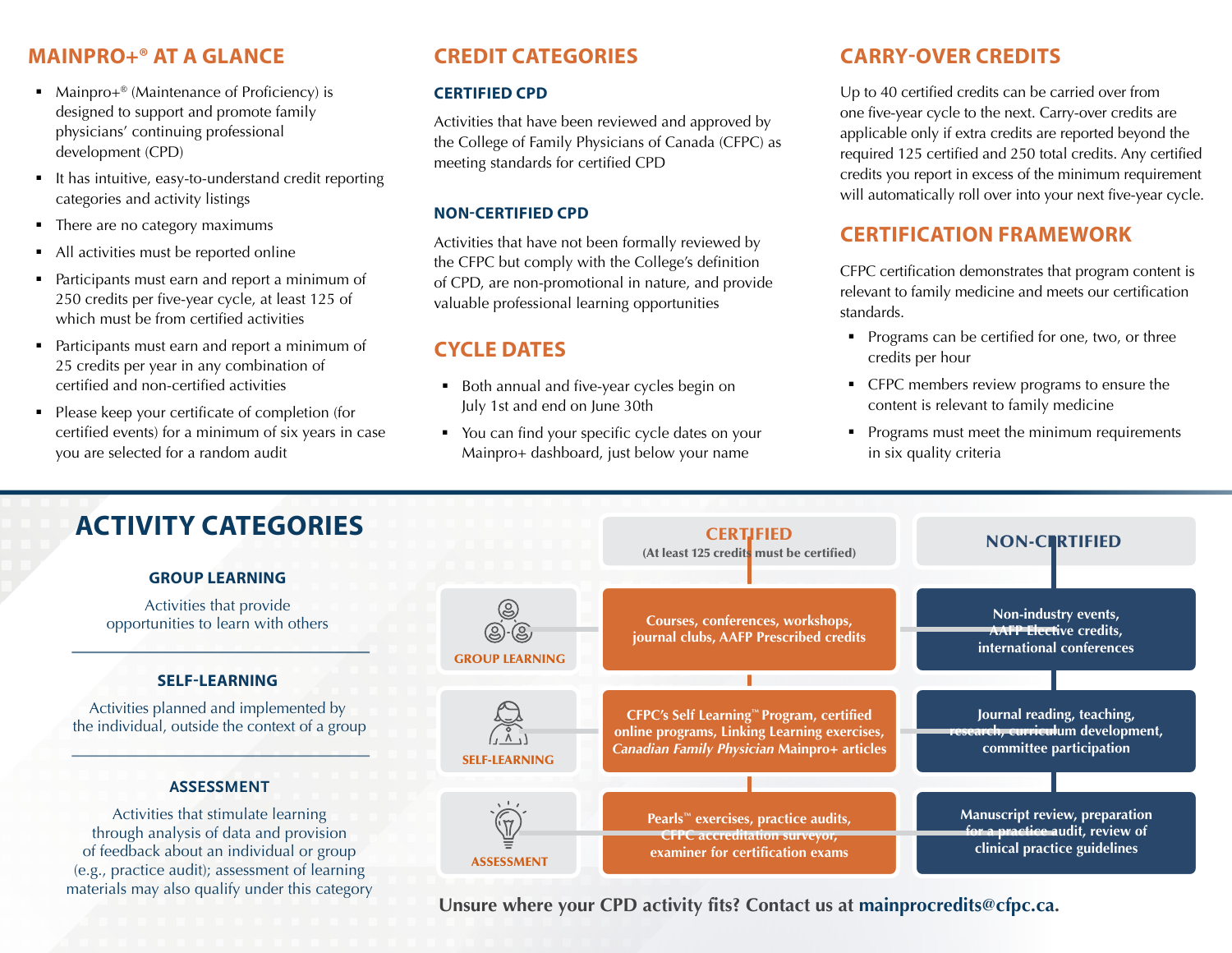## MAINPRO+® AT A GLANCE

- Mainpro+® (Maintenance of Proficiency) is designed to support and promote family physicians' continuing professional development (CPD)
- It has intuitive, easy-to-understand credit reporting categories and activity listings
- There are no category maximums
- All activities must be reported online
- Participants must earn and report a minimum of 250 credits per five-year cycle, at least 125 of which must be from certified activities
- Participants must earn and report a minimum of 25 credits per year in any combination of certified and non-certified activities
- Please keep your certificate of completion (for certified events) for a minimum of six years in case you are selected for a random audit

## CREDIT CATEGORIES

### CERTIFIED CPD

Activities that have been reviewed and approved by the College of Family Physicians of Canada (CFPC) as meeting standards for certified CPD

### NON-CERTIFIED CPD

Activities that have not been formally reviewed by the CFPC but comply with the College's definition of CPD, are non-promotional in nature, and provide valuable professional learning opportunities

## CYCLE DATES

- Both annual and five-year cycles begin on July 1st and end on June 30th
- You can find your specific cycle dates on your Mainpro+ dashboard, just below your name

## CARRY-OVER CREDITS

Up to 40 certified credits can be carried over from one five-year cycle to the next. Carry-over credits are applicable only if extra credits are reported beyond the required 125 certified and 250 total credits. Any certified credits you report in excess of the minimum requirement will automatically roll over into your next five-year cycle.

## CERTIFICATION FRAMEWORK

CFPC certification demonstrates that program content is relevant to family medicine and meets our certification standards.

- Programs can be certified for one, two, or three credits per hour
- CFPC members review programs to ensure the content is relevant to family medicine
- Programs must meet the minimum requirements in six quality criteria

# ACTIVITY CATEGORIES

### GROUP LEARNING

Activities that provide opportunities to learn with others

### SELF-LEARNING

Activities planned and implemented by the individual, outside the context of a group

### ASSESSMENT

Activities that stimulate learning through analysis of data and provision of feedback about an individual or group (e.g., practice audit); assessment of learning materials may also qualify under this category

| | CERTIFIED (At least 125 credits must be certified) | NON-CERTIFIED |
|---|---|---|
| GROUP LEARNING | Courses, conferences, workshops, journal clubs, AAFP Prescribed credits | Non-industry events, AAFP Elective credits, international conferences |
| SELF-LEARNING | CFPC's Self Learning™ Program, certified online programs, Linking Learning exercises, *Canadian Family Physician* Mainpro+ articles | Journal reading, teaching, research, curriculum development, committee participation |
| ASSESSMENT | Pearls™ exercises, practice audits, CFPC accreditation surveyor, examiner for certification exams | Manuscript review, preparation for a practice audit, review of clinical practice guidelines |

**Unsure where your CPD activity fits? Contact us at mainprocredits@cfpc.ca.**